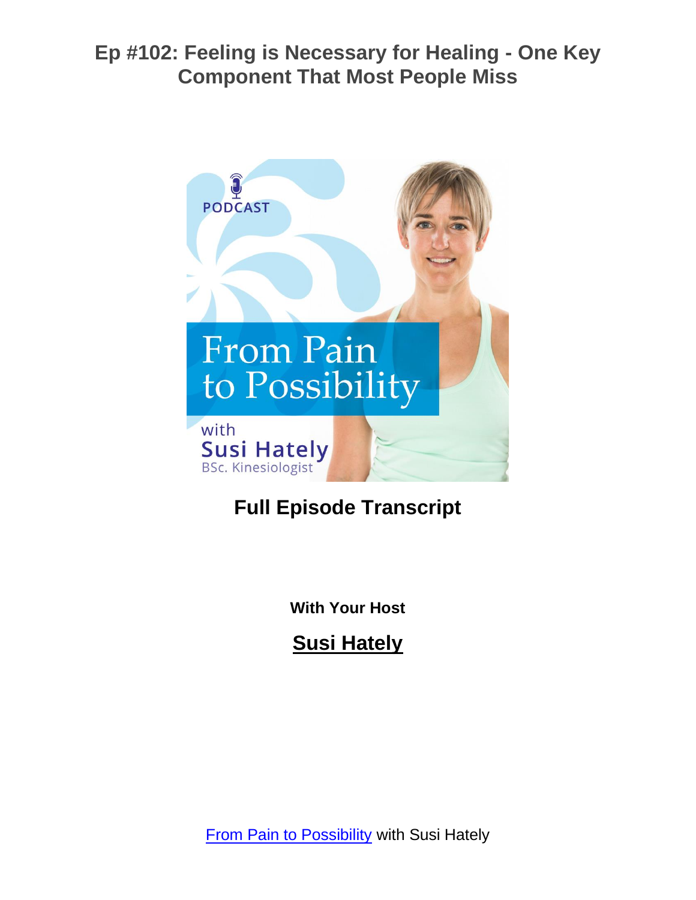# Ep #102: Feeling is Necessary for Healing - One Key Component That Most People Miss

**Full Episode Transcript**

**With Your Host**

**Susi Hately**

[From Pain to Possibility](#) with Susi Hately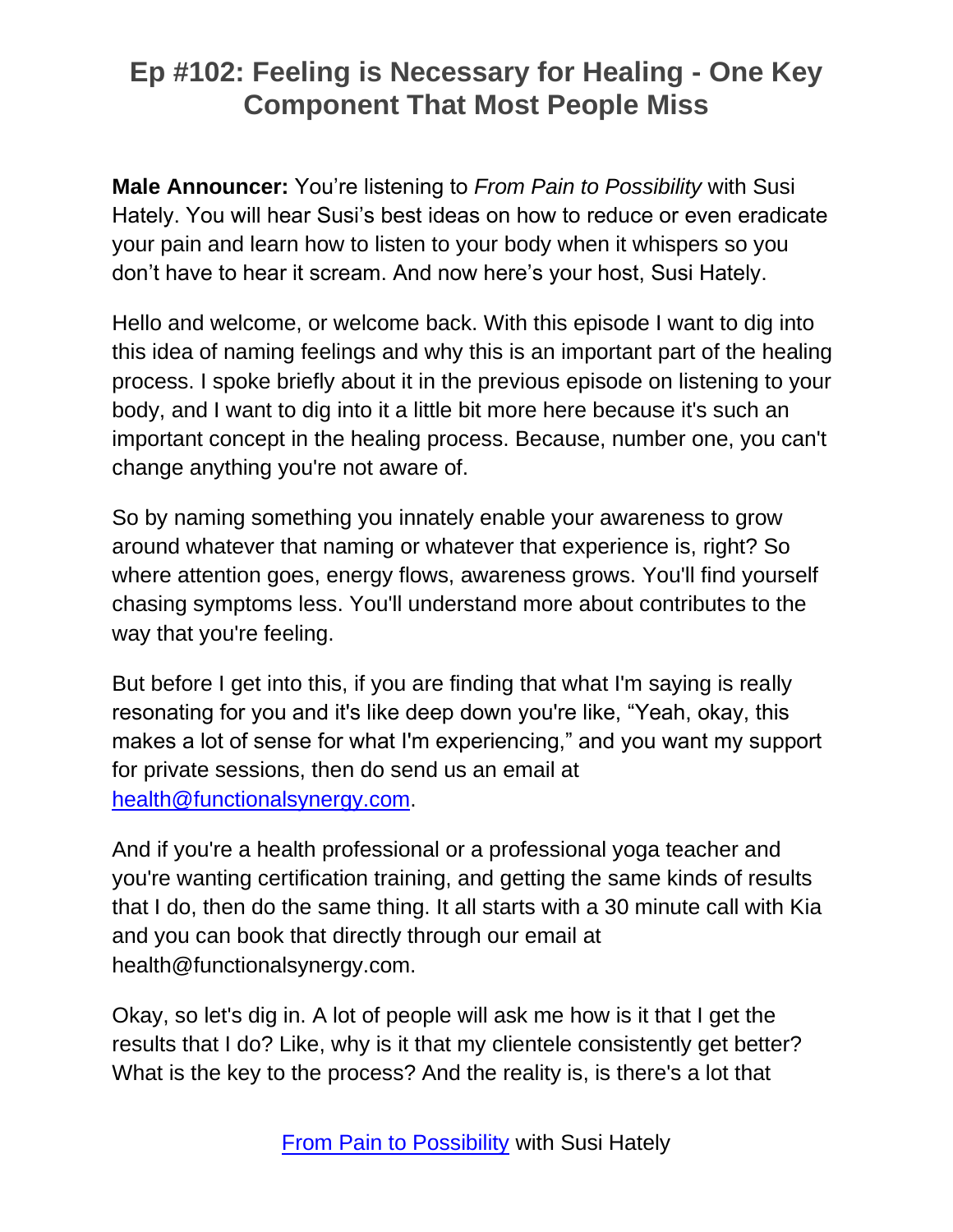# Ep #102: Feeling is Necessary for Healing - One Key Component That Most People Miss

**Male Announcer:** You're listening to *From Pain to Possibility* with Susi Hately. You will hear Susi's best ideas on how to reduce or even eradicate your pain and learn how to listen to your body when it whispers so you don't have to hear it scream. And now here's your host, Susi Hately.

Hello and welcome, or welcome back. With this episode I want to dig into this idea of naming feelings and why this is an important part of the healing process. I spoke briefly about it in the previous episode on listening to your body, and I want to dig into it a little bit more here because it's such an important concept in the healing process. Because, number one, you can't change anything you're not aware of.

So by naming something you innately enable your awareness to grow around whatever that naming or whatever that experience is, right? So where attention goes, energy flows, awareness grows. You'll find yourself chasing symptoms less. You'll understand more about contributes to the way that you're feeling.

But before I get into this, if you are finding that what I'm saying is really resonating for you and it's like deep down you're like, "Yeah, okay, this makes a lot of sense for what I'm experiencing," and you want my support for private sessions, then do send us an email at [health@functionalsynergy.com](mailto:health@functionalsynergy.com).

And if you're a health professional or a professional yoga teacher and you're wanting certification training, and getting the same kinds of results that I do, then do the same thing. It all starts with a 30 minute call with Kia and you can book that directly through our email at health@functionalsynergy.com.

Okay, so let's dig in. A lot of people will ask me how is it that I get the results that I do? Like, why is it that my clientele consistently get better? What is the key to the process? And the reality is, is there's a lot that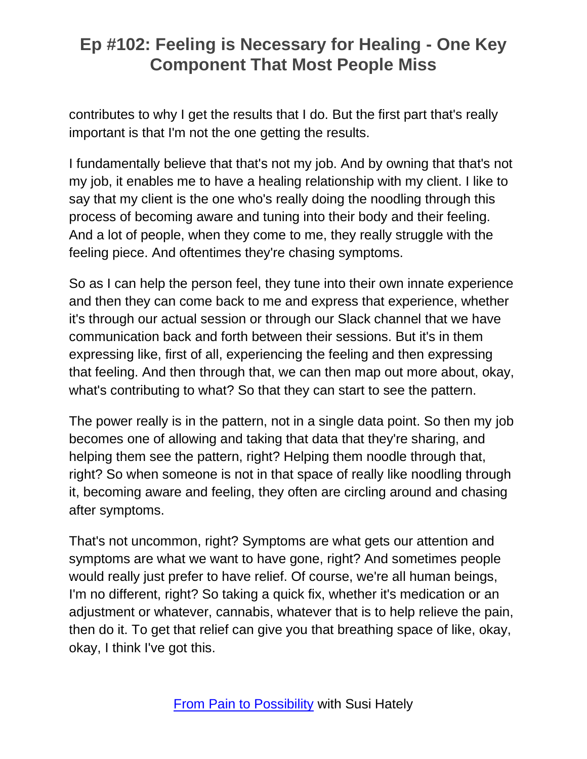contributes to why I get the results that I do. But the first part that's really important is that I'm not the one getting the results.

I fundamentally believe that that's not my job. And by owning that that's not my job, it enables me to have a healing relationship with my client. I like to say that my client is the one who's really doing the noodling through this process of becoming aware and tuning into their body and their feeling. And a lot of people, when they come to me, they really struggle with the feeling piece. And oftentimes they're chasing symptoms.

So as I can help the person feel, they tune into their own innate experience and then they can come back to me and express that experience, whether it's through our actual session or through our Slack channel that we have communication back and forth between their sessions. But it's in them expressing like, first of all, experiencing the feeling and then expressing that feeling. And then through that, we can then map out more about, okay, what's contributing to what? So that they can start to see the pattern.

The power really is in the pattern, not in a single data point. So then my job becomes one of allowing and taking that data that they're sharing, and helping them see the pattern, right? Helping them noodle through that, right? So when someone is not in that space of really like noodling through it, becoming aware and feeling, they often are circling around and chasing after symptoms.

That's not uncommon, right? Symptoms are what gets our attention and symptoms are what we want to have gone, right? And sometimes people would really just prefer to have relief. Of course, we're all human beings, I'm no different, right? So taking a quick fix, whether it's medication or an adjustment or whatever, cannabis, whatever that is to help relieve the pain, then do it. To get that relief can give you that breathing space of like, okay, okay, I think I've got this.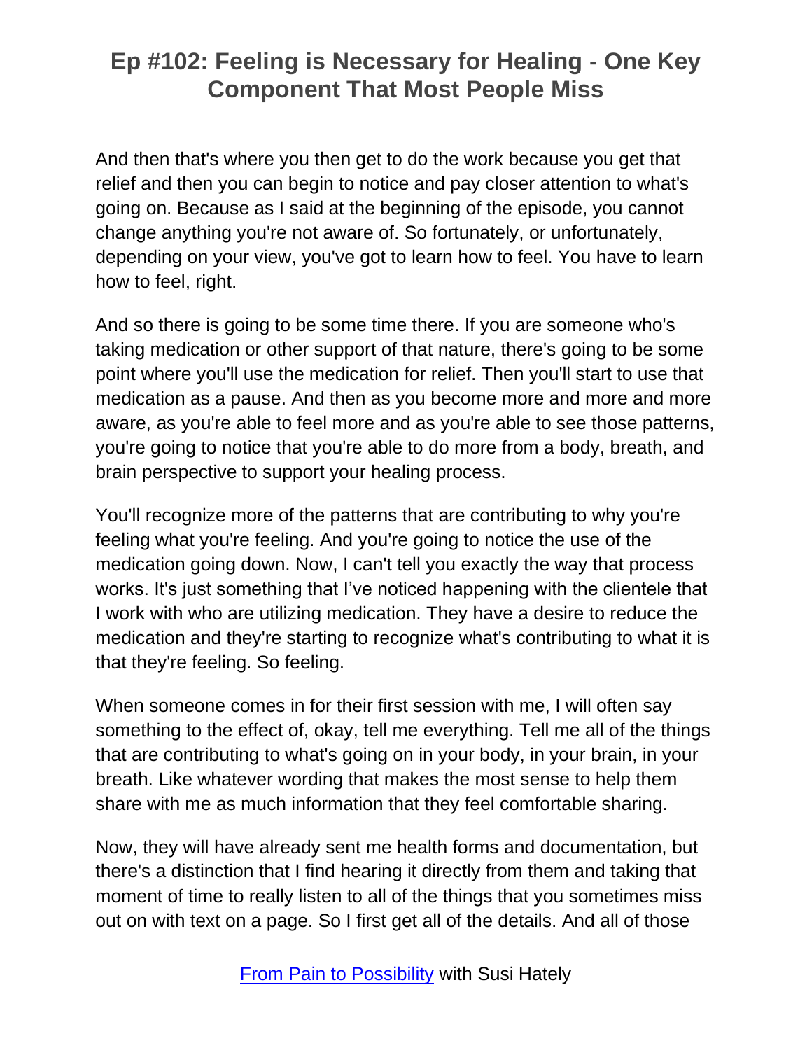And then that's where you then get to do the work because you get that relief and then you can begin to notice and pay closer attention to what's going on. Because as I said at the beginning of the episode, you cannot change anything you're not aware of. So fortunately, or unfortunately, depending on your view, you've got to learn how to feel. You have to learn how to feel, right.

And so there is going to be some time there. If you are someone who's taking medication or other support of that nature, there's going to be some point where you'll use the medication for relief. Then you'll start to use that medication as a pause. And then as you become more and more and more aware, as you're able to feel more and as you're able to see those patterns, you're going to notice that you're able to do more from a body, breath, and brain perspective to support your healing process.

You'll recognize more of the patterns that are contributing to why you're feeling what you're feeling. And you're going to notice the use of the medication going down. Now, I can't tell you exactly the way that process works. It's just something that I've noticed happening with the clientele that I work with who are utilizing medication. They have a desire to reduce the medication and they're starting to recognize what's contributing to what it is that they're feeling. So feeling.

When someone comes in for their first session with me, I will often say something to the effect of, okay, tell me everything. Tell me all of the things that are contributing to what's going on in your body, in your brain, in your breath. Like whatever wording that makes the most sense to help them share with me as much information that they feel comfortable sharing.

Now, they will have already sent me health forms and documentation, but there's a distinction that I find hearing it directly from them and taking that moment of time to really listen to all of the things that you sometimes miss out on with text on a page. So I first get all of the details. And all of those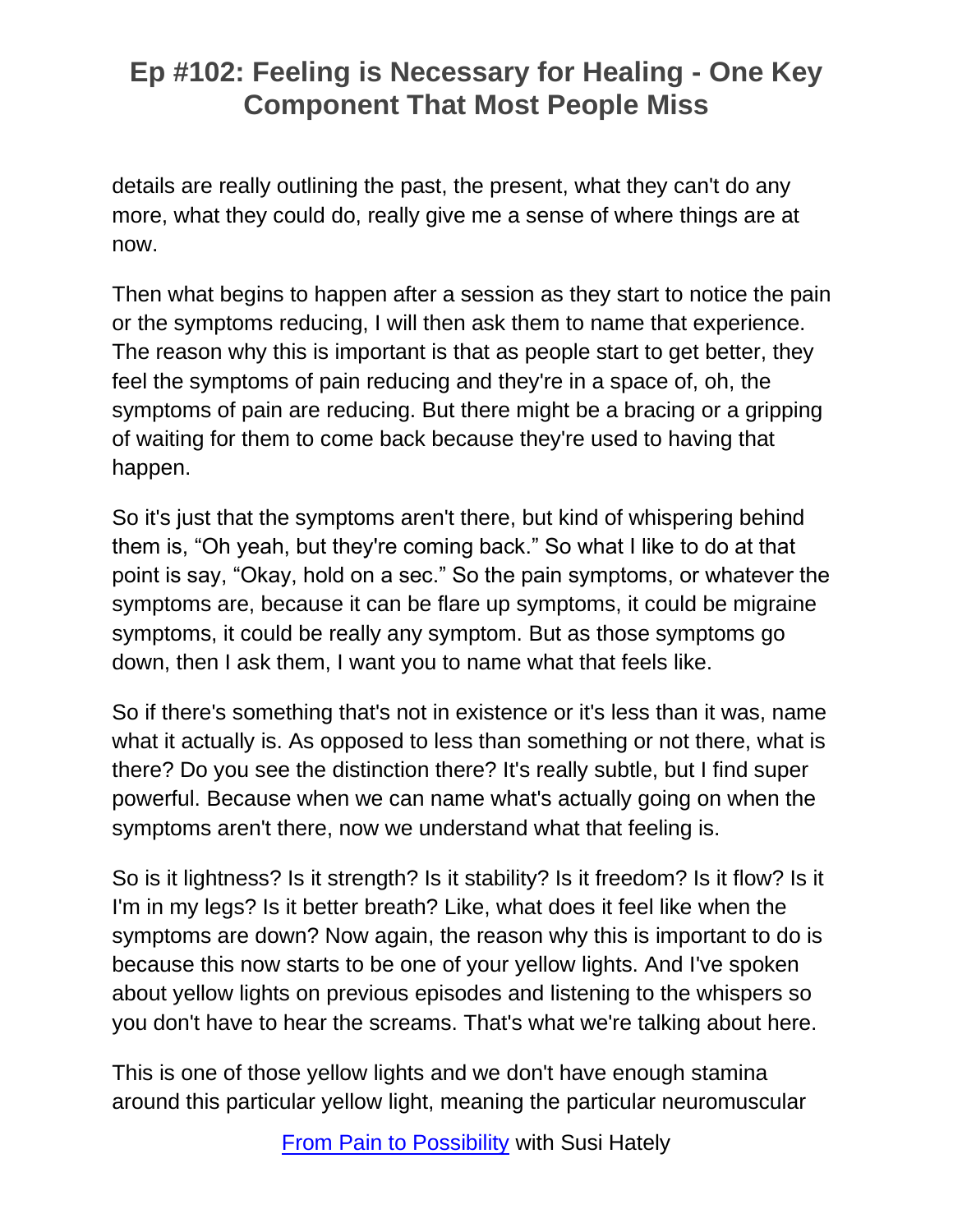details are really outlining the past, the present, what they can't do any more, what they could do, really give me a sense of where things are at now.

Then what begins to happen after a session as they start to notice the pain or the symptoms reducing, I will then ask them to name that experience. The reason why this is important is that as people start to get better, they feel the symptoms of pain reducing and they're in a space of, oh, the symptoms of pain are reducing. But there might be a bracing or a gripping of waiting for them to come back because they're used to having that happen.

So it's just that the symptoms aren't there, but kind of whispering behind them is, "Oh yeah, but they're coming back." So what I like to do at that point is say, "Okay, hold on a sec." So the pain symptoms, or whatever the symptoms are, because it can be flare up symptoms, it could be migraine symptoms, it could be really any symptom. But as those symptoms go down, then I ask them, I want you to name what that feels like.

So if there's something that's not in existence or it's less than it was, name what it actually is. As opposed to less than something or not there, what is there? Do you see the distinction there? It's really subtle, but I find super powerful. Because when we can name what's actually going on when the symptoms aren't there, now we understand what that feeling is.

So is it lightness? Is it strength? Is it stability? Is it freedom? Is it flow? Is it I'm in my legs? Is it better breath? Like, what does it feel like when the symptoms are down? Now again, the reason why this is important to do is because this now starts to be one of your yellow lights. And I've spoken about yellow lights on previous episodes and listening to the whispers so you don't have to hear the screams. That's what we're talking about here.

This is one of those yellow lights and we don't have enough stamina around this particular yellow light, meaning the particular neuromuscular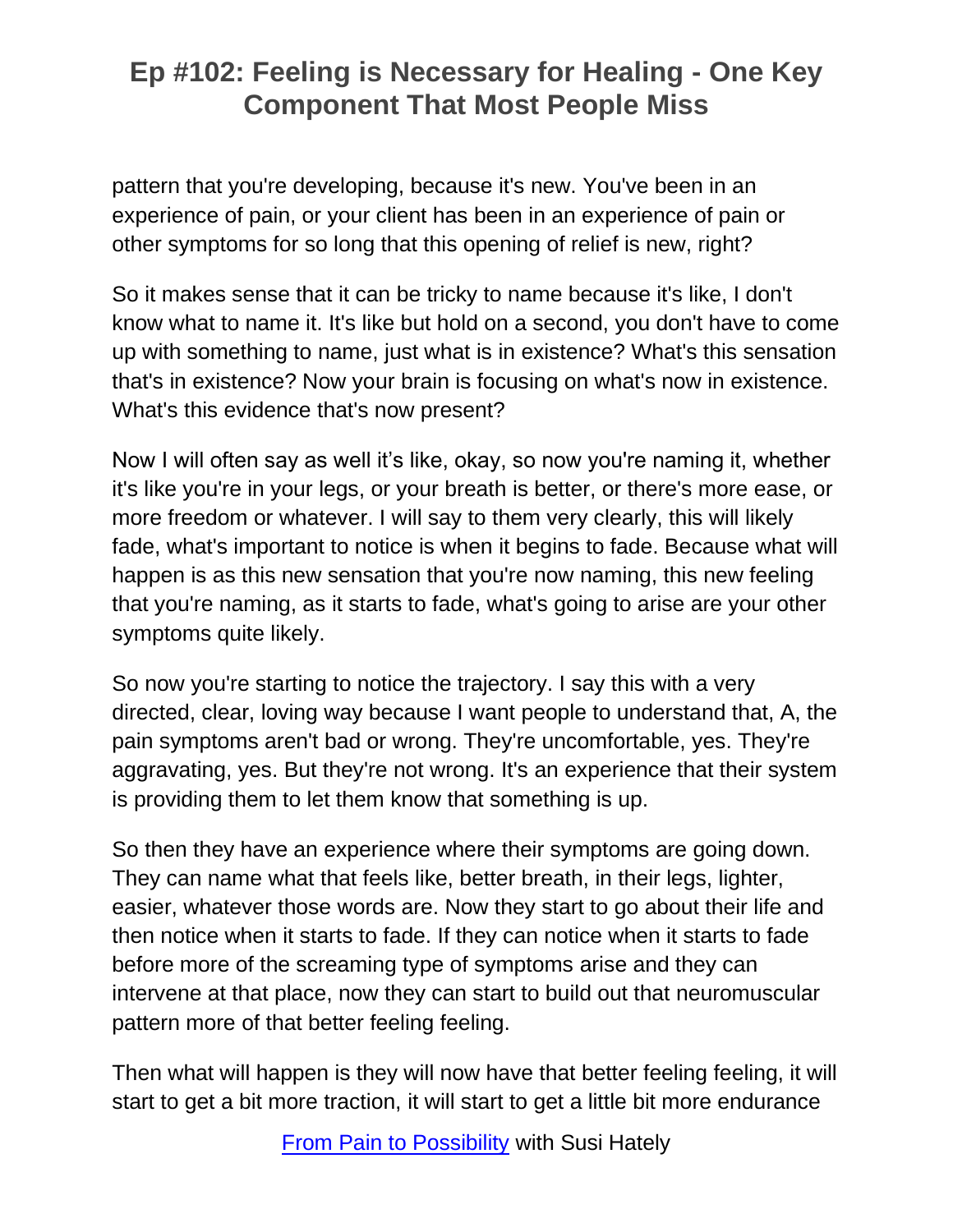pattern that you're developing, because it's new. You've been in an experience of pain, or your client has been in an experience of pain or other symptoms for so long that this opening of relief is new, right?

So it makes sense that it can be tricky to name because it's like, I don't know what to name it. It's like but hold on a second, you don't have to come up with something to name, just what is in existence? What's this sensation that's in existence? Now your brain is focusing on what's now in existence. What's this evidence that's now present?

Now I will often say as well it's like, okay, so now you're naming it, whether it's like you're in your legs, or your breath is better, or there's more ease, or more freedom or whatever. I will say to them very clearly, this will likely fade, what's important to notice is when it begins to fade. Because what will happen is as this new sensation that you're now naming, this new feeling that you're naming, as it starts to fade, what's going to arise are your other symptoms quite likely.

So now you're starting to notice the trajectory. I say this with a very directed, clear, loving way because I want people to understand that, A, the pain symptoms aren't bad or wrong. They're uncomfortable, yes. They're aggravating, yes. But they're not wrong. It's an experience that their system is providing them to let them know that something is up.

So then they have an experience where their symptoms are going down. They can name what that feels like, better breath, in their legs, lighter, easier, whatever those words are. Now they start to go about their life and then notice when it starts to fade. If they can notice when it starts to fade before more of the screaming type of symptoms arise and they can intervene at that place, now they can start to build out that neuromuscular pattern more of that better feeling feeling.

Then what will happen is they will now have that better feeling feeling, it will start to get a bit more traction, it will start to get a little bit more endurance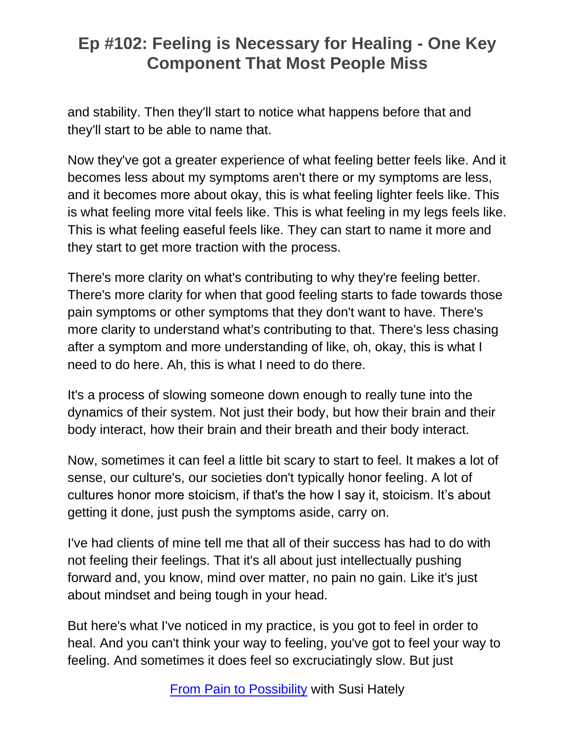and stability. Then they'll start to notice what happens before that and they'll start to be able to name that.

Now they've got a greater experience of what feeling better feels like. And it becomes less about my symptoms aren't there or my symptoms are less, and it becomes more about okay, this is what feeling lighter feels like. This is what feeling more vital feels like. This is what feeling in my legs feels like. This is what feeling easeful feels like. They can start to name it more and they start to get more traction with the process.

There's more clarity on what's contributing to why they're feeling better. There's more clarity for when that good feeling starts to fade towards those pain symptoms or other symptoms that they don't want to have. There's more clarity to understand what's contributing to that. There's less chasing after a symptom and more understanding of like, oh, okay, this is what I need to do here. Ah, this is what I need to do there.

It's a process of slowing someone down enough to really tune into the dynamics of their system. Not just their body, but how their brain and their body interact, how their brain and their breath and their body interact.

Now, sometimes it can feel a little bit scary to start to feel. It makes a lot of sense, our culture's, our societies don't typically honor feeling. A lot of cultures honor more stoicism, if that's the how I say it, stoicism. It’s about getting it done, just push the symptoms aside, carry on.

I've had clients of mine tell me that all of their success has had to do with not feeling their feelings. That it's all about just intellectually pushing forward and, you know, mind over matter, no pain no gain. Like it's just about mindset and being tough in your head.

But here's what I've noticed in my practice, is you got to feel in order to heal. And you can't think your way to feeling, you've got to feel your way to feeling. And sometimes it does feel so excruciatingly slow. But just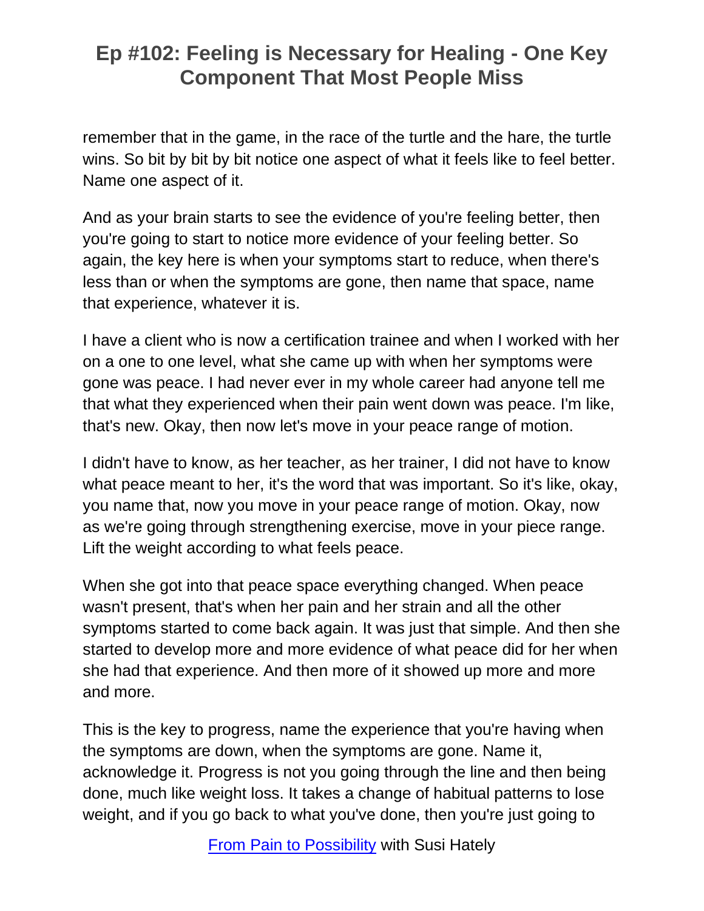remember that in the game, in the race of the turtle and the hare, the turtle wins. So bit by bit by bit notice one aspect of what it feels like to feel better. Name one aspect of it.

And as your brain starts to see the evidence of you're feeling better, then you're going to start to notice more evidence of your feeling better. So again, the key here is when your symptoms start to reduce, when there's less than or when the symptoms are gone, then name that space, name that experience, whatever it is.

I have a client who is now a certification trainee and when I worked with her on a one to one level, what she came up with when her symptoms were gone was peace. I had never ever in my whole career had anyone tell me that what they experienced when their pain went down was peace. I'm like, that's new. Okay, then now let's move in your peace range of motion.

I didn't have to know, as her teacher, as her trainer, I did not have to know what peace meant to her, it's the word that was important. So it's like, okay, you name that, now you move in your peace range of motion. Okay, now as we're going through strengthening exercise, move in your piece range. Lift the weight according to what feels peace.

When she got into that peace space everything changed. When peace wasn't present, that's when her pain and her strain and all the other symptoms started to come back again. It was just that simple. And then she started to develop more and more evidence of what peace did for her when she had that experience. And then more of it showed up more and more and more.

This is the key to progress, name the experience that you're having when the symptoms are down, when the symptoms are gone. Name it, acknowledge it. Progress is not you going through the line and then being done, much like weight loss. It takes a change of habitual patterns to lose weight, and if you go back to what you've done, then you're just going to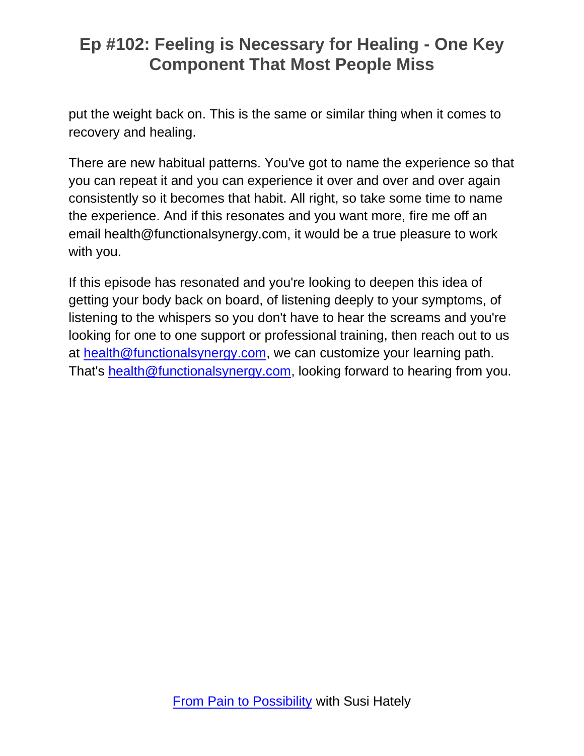put the weight back on. This is the same or similar thing when it comes to recovery and healing.

There are new habitual patterns. You've got to name the experience so that you can repeat it and you can experience it over and over and over again consistently so it becomes that habit. All right, so take some time to name the experience. And if this resonates and you want more, fire me off an email health@functionalsynergy.com, it would be a true pleasure to work with you.

If this episode has resonated and you're looking to deepen this idea of getting your body back on board, of listening deeply to your symptoms, of listening to the whispers so you don't have to hear the screams and you're looking for one to one support or professional training, then reach out to us at health@functionalsynergy.com, we can customize your learning path. That's health@functionalsynergy.com, looking forward to hearing from you.